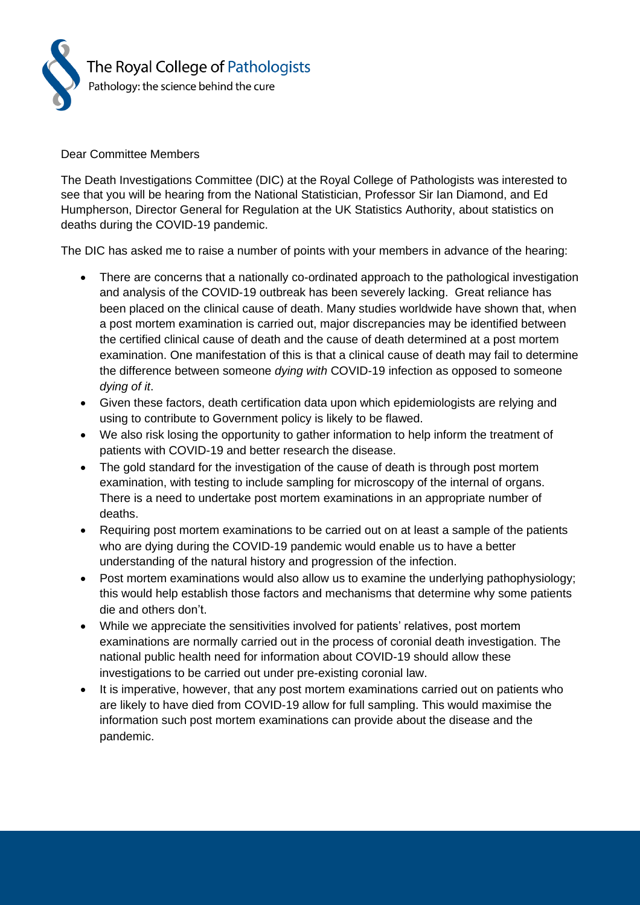The Royal College of Pathologists

Pathology: the science behind the cure

Dear Committee Members

The Death Investigations Committee (DIC) at the Royal College of Pathologists was interested to see that you will be hearing from the National Statistician, Professor Sir Ian Diamond, and Ed Humpherson, Director General for Regulation at the UK Statistics Authority, about statistics on deaths during the COVID-19 pandemic.

The DIC has asked me to raise a number of points with your members in advance of the hearing:

- There are concerns that a nationally co-ordinated approach to the pathological investigation and analysis of the COVID-19 outbreak has been severely lacking. Great reliance has been placed on the clinical cause of death. Many studies worldwide have shown that, when a post mortem examination is carried out, major discrepancies may be identified between the certified clinical cause of death and the cause of death determined at a post mortem examination. One manifestation of this is that a clinical cause of death may fail to determine the difference between someone *dying with* COVID-19 infection as opposed to someone *dying of it*.
- Given these factors, death certification data upon which epidemiologists are relying and using to contribute to Government policy is likely to be flawed.
- We also risk losing the opportunity to gather information to help inform the treatment of patients with COVID-19 and better research the disease.
- The gold standard for the investigation of the cause of death is through post mortem examination, with testing to include sampling for microscopy of the internal of organs. There is a need to undertake post mortem examinations in an appropriate number of deaths.
- Requiring post mortem examinations to be carried out on at least a sample of the patients who are dying during the COVID-19 pandemic would enable us to have a better understanding of the natural history and progression of the infection.
- Post mortem examinations would also allow us to examine the underlying pathophysiology; this would help establish those factors and mechanisms that determine why some patients die and others don't.
- While we appreciate the sensitivities involved for patients' relatives, post mortem examinations are normally carried out in the process of coronial death investigation. The national public health need for information about COVID-19 should allow these investigations to be carried out under pre-existing coronial law.
- It is imperative, however, that any post mortem examinations carried out on patients who are likely to have died from COVID-19 allow for full sampling. This would maximise the information such post mortem examinations can provide about the disease and the pandemic.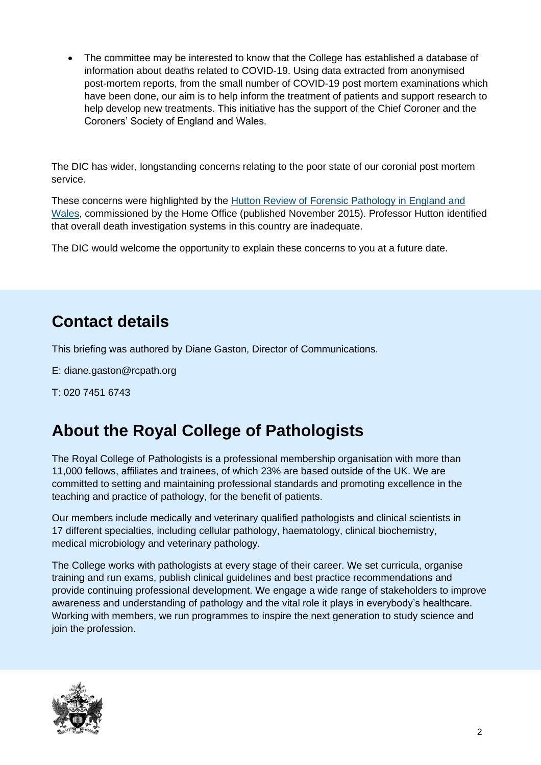- The committee may be interested to know that the College has established a database of information about deaths related to COVID-19. Using data extracted from anonymised post-mortem reports, from the small number of COVID-19 post mortem examinations which have been done, our aim is to help inform the treatment of patients and support research to help develop new treatments. This initiative has the support of the Chief Coroner and the Coroners' Society of England and Wales.

The DIC has wider, longstanding concerns relating to the poor state of our coronial post mortem service.

These concerns were highlighted by the Hutton Review of Forensic Pathology in England and Wales, commissioned by the Home Office (published November 2015). Professor Hutton identified that overall death investigation systems in this country are inadequate.

The DIC would welcome the opportunity to explain these concerns to you at a future date.

## Contact details

This briefing was authored by Diane Gaston, Director of Communications.

E: diane.gaston@rcpath.org

T: 020 7451 6743

## About the Royal College of Pathologists

The Royal College of Pathologists is a professional membership organisation with more than 11,000 fellows, affiliates and trainees, of which 23% are based outside of the UK. We are committed to setting and maintaining professional standards and promoting excellence in the teaching and practice of pathology, for the benefit of patients.

Our members include medically and veterinary qualified pathologists and clinical scientists in 17 different specialties, including cellular pathology, haematology, clinical biochemistry, medical microbiology and veterinary pathology.

The College works with pathologists at every stage of their career. We set curricula, organise training and run exams, publish clinical guidelines and best practice recommendations and provide continuing professional development. We engage a wide range of stakeholders to improve awareness and understanding of pathology and the vital role it plays in everybody's healthcare. Working with members, we run programmes to inspire the next generation to study science and join the profession.